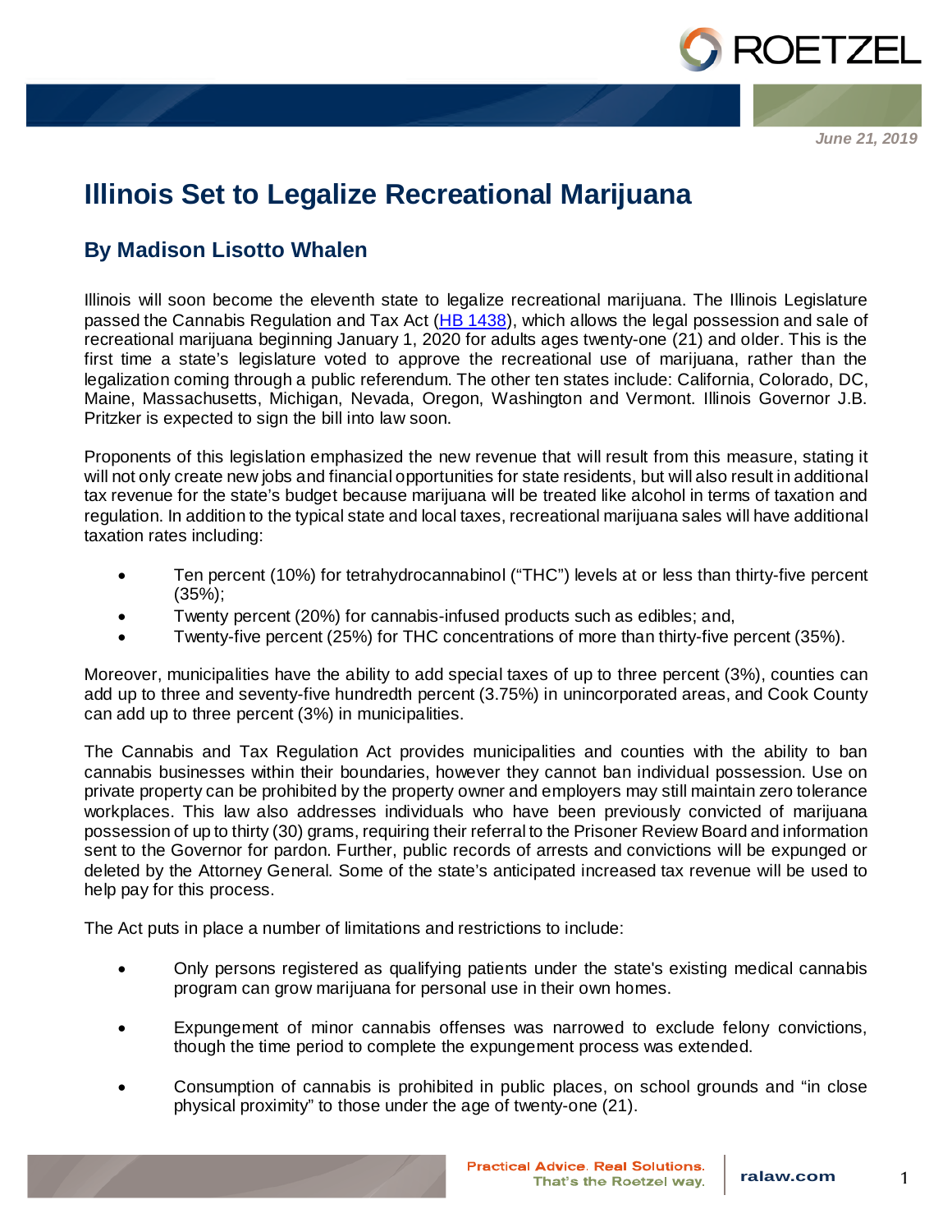June 21, 2019

# Illinois Set to Legalize Recreational Marijuana

## By Madison Lisotto Whalen

Illinois will soon become the eleventh state to legalize recreational marijuana. The Illinois Legislature passed the Cannabis Regulation and Tax Act (HB 1438), which allows the legal possession and sale of recreational marijuana beginning January 1, 2020 for adults ages twenty-one (21) and older. This is the first time a state's legislature voted to approve the recreational use of marijuana, rather than the legalization coming through a public referendum. The other ten states include: California, Colorado, DC, Maine, Massachusetts, Michigan, Nevada, Oregon, Washington and Vermont. Illinois Governor J.B. Pritzker is expected to sign the bill into law soon.

Proponents of this legislation emphasized the new revenue that will result from this measure, stating it will not only create new jobs and financial opportunities for state residents, but will also result in additional tax revenue for the state's budget because marijuana will be treated like alcohol in terms of taxation and regulation. In addition to the typical state and local taxes, recreational marijuana sales will have additional taxation rates including:

- Ten percent (10%) for tetrahydrocannabinol ("THC") levels at or less than thirty-five percent (35%);
- Twenty percent (20%) for cannabis-infused products such as edibles; and,
- Twenty-five percent (25%) for THC concentrations of more than thirty-five percent (35%).

Moreover, municipalities have the ability to add special taxes of up to three percent (3%), counties can add up to three and seventy-five hundredth percent (3.75%) in unincorporated areas, and Cook County can add up to three percent (3%) in municipalities.

The Cannabis and Tax Regulation Act provides municipalities and counties with the ability to ban cannabis businesses within their boundaries, however they cannot ban individual possession. Use on private property can be prohibited by the property owner and employers may still maintain zero tolerance workplaces. This law also addresses individuals who have been previously convicted of marijuana possession of up to thirty (30) grams, requiring their referral to the Prisoner Review Board and information sent to the Governor for pardon. Further, public records of arrests and convictions will be expunged or deleted by the Attorney General. Some of the state's anticipated increased tax revenue will be used to help pay for this process.

The Act puts in place a number of limitations and restrictions to include:

- Only persons registered as qualifying patients under the state's existing medical cannabis program can grow marijuana for personal use in their own homes.
- Expungement of minor cannabis offenses was narrowed to exclude felony convictions, though the time period to complete the expungement process was extended.
- Consumption of cannabis is prohibited in public places, on school grounds and "in close physical proximity" to those under the age of twenty-one (21).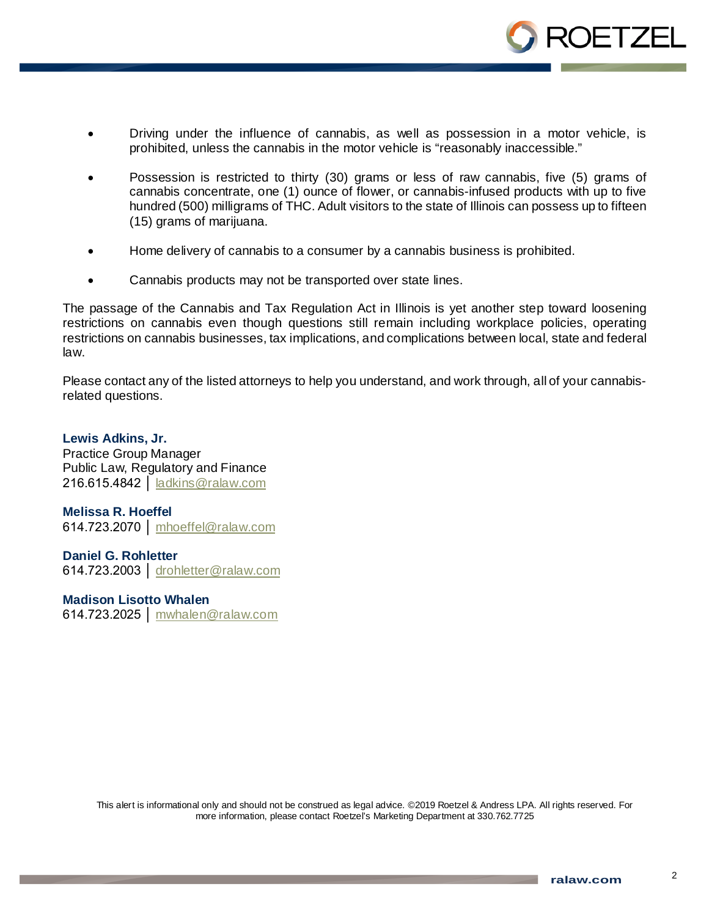- Driving under the influence of cannabis, as well as possession in a motor vehicle, is prohibited, unless the cannabis in the motor vehicle is "reasonably inaccessible."

- Possession is restricted to thirty (30) grams or less of raw cannabis, five (5) grams of cannabis concentrate, one (1) ounce of flower, or cannabis-infused products with up to five hundred (500) milligrams of THC. Adult visitors to the state of Illinois can possess up to fifteen (15) grams of marijuana.

- Home delivery of cannabis to a consumer by a cannabis business is prohibited.

- Cannabis products may not be transported over state lines.

The passage of the Cannabis and Tax Regulation Act in Illinois is yet another step toward loosening restrictions on cannabis even though questions still remain including workplace policies, operating restrictions on cannabis businesses, tax implications, and complications between local, state and federal law.

Please contact any of the listed attorneys to help you understand, and work through, all of your cannabis-related questions.

**Lewis Adkins, Jr.**
Practice Group Manager
Public Law, Regulatory and Finance
216.615.4842 │ ladkins@ralaw.com

**Melissa R. Hoeffel**
614.723.2070 │ mhoeffel@ralaw.com

**Daniel G. Rohletter**
614.723.2003 │ drohletter@ralaw.com

**Madison Lisotto Whalen**
614.723.2025 │ mwhalen@ralaw.com

This alert is informational only and should not be construed as legal advice. ©2019 Roetzel & Andress LPA. All rights reserved. For more information, please contact Roetzel's Marketing Department at 330.762.7725